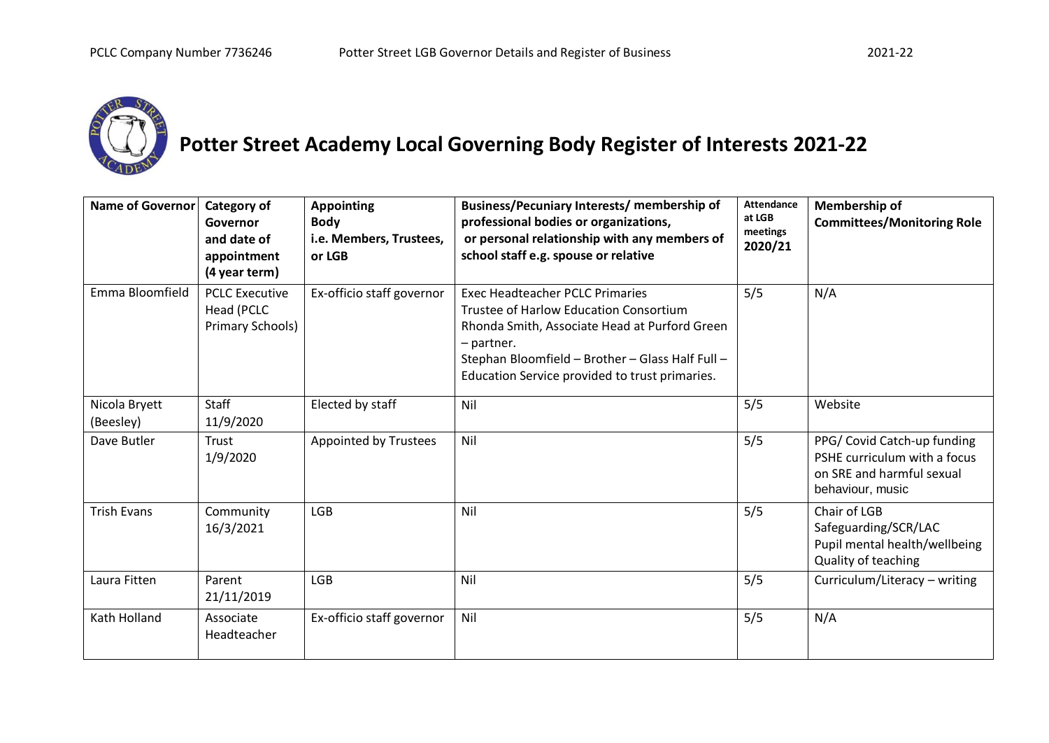# Potter Street Academy Local Governing Body Register of Interests 2021-22

| Name of Governor | Category of Governor and date of appointment (4 year term) | Appointing Body i.e. Members, Trustees, or LGB | Business/Pecuniary Interests/ membership of professional bodies or organizations, or personal relationship with any members of school staff e.g. spouse or relative | Attendance at LGB meetings 2020/21 | Membership of Committees/Monitoring Role |
|---|---|---|---|---|---|
| Emma Bloomfield | PCLC Executive Head (PCLC Primary Schools) | Ex-officio staff governor | Exec Headteacher PCLC Primaries<br>Trustee of Harlow Education Consortium<br>Rhonda Smith, Associate Head at Purford Green – partner.<br>Stephan Bloomfield – Brother – Glass Half Full – Education Service provided to trust primaries. | 5/5 | N/A |
| Nicola Bryett (Beesley) | Staff 11/9/2020 | Elected by staff | Nil | 5/5 | Website |
| Dave Butler | Trust 1/9/2020 | Appointed by Trustees | Nil | 5/5 | PPG/ Covid Catch-up funding<br>PSHE curriculum with a focus on SRE and harmful sexual behaviour, music |
| Trish Evans | Community 16/3/2021 | LGB | Nil | 5/5 | Chair of LGB<br>Safeguarding/SCR/LAC<br>Pupil mental health/wellbeing<br>Quality of teaching |
| Laura Fitten | Parent 21/11/2019 | LGB | Nil | 5/5 | Curriculum/Literacy – writing |
| Kath Holland | Associate Headteacher | Ex-officio staff governor | Nil | 5/5 | N/A |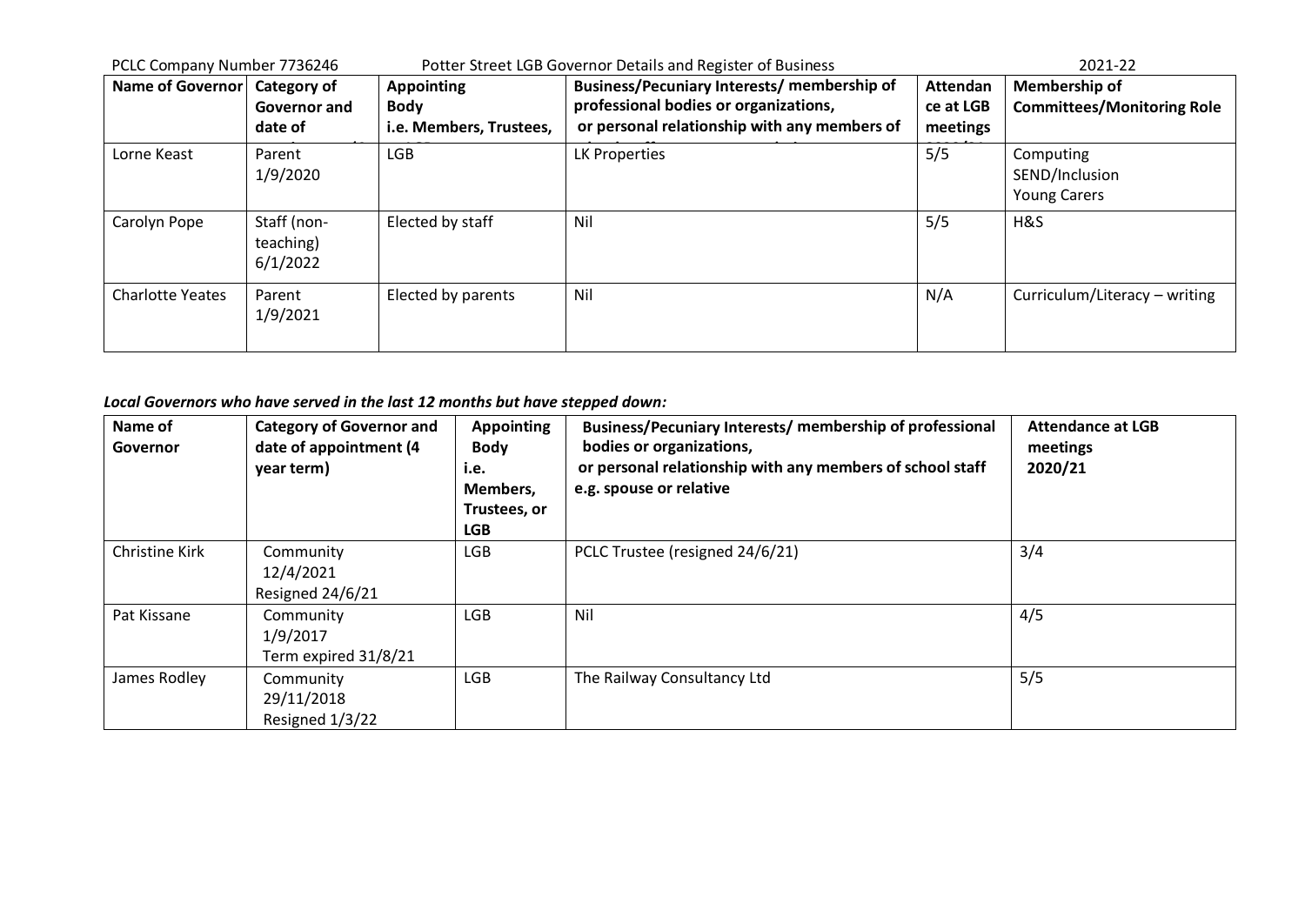| Name of Governor | Category of Governor and date of | Appointing Body i.e. Members, Trustees, | Business/Pecuniary Interests/ membership of professional bodies or organizations, or personal relationship with any members of | Attendance at LGB meetings | Membership of Committees/Monitoring Role |
|---|---|---|---|---|---|
| Lorne Keast | Parent 1/9/2020 | LGB | LK Properties | 5/5 | Computing<br>SEND/Inclusion<br>Young Carers |
| Carolyn Pope | Staff (non-teaching) 6/1/2022 | Elected by staff | Nil | 5/5 | H&S |
| Charlotte Yeates | Parent 1/9/2021 | Elected by parents | Nil | N/A | Curriculum/Literacy – writing |

***Local Governors who have served in the last 12 months but have stepped down:***

| Name of Governor | Category of Governor and date of appointment (4 year term) | Appointing Body i.e. Members, Trustees, or LGB | Business/Pecuniary Interests/ membership of professional bodies or organizations, or personal relationship with any members of school staff e.g. spouse or relative | Attendance at LGB meetings 2020/21 |
|---|---|---|---|---|
| Christine Kirk | Community<br>12/4/2021<br>Resigned 24/6/21 | LGB | PCLC Trustee (resigned 24/6/21) | 3/4 |
| Pat Kissane | Community<br>1/9/2017<br>Term expired 31/8/21 | LGB | Nil | 4/5 |
| James Rodley | Community<br>29/11/2018<br>Resigned 1/3/22 | LGB | The Railway Consultancy Ltd | 5/5 |